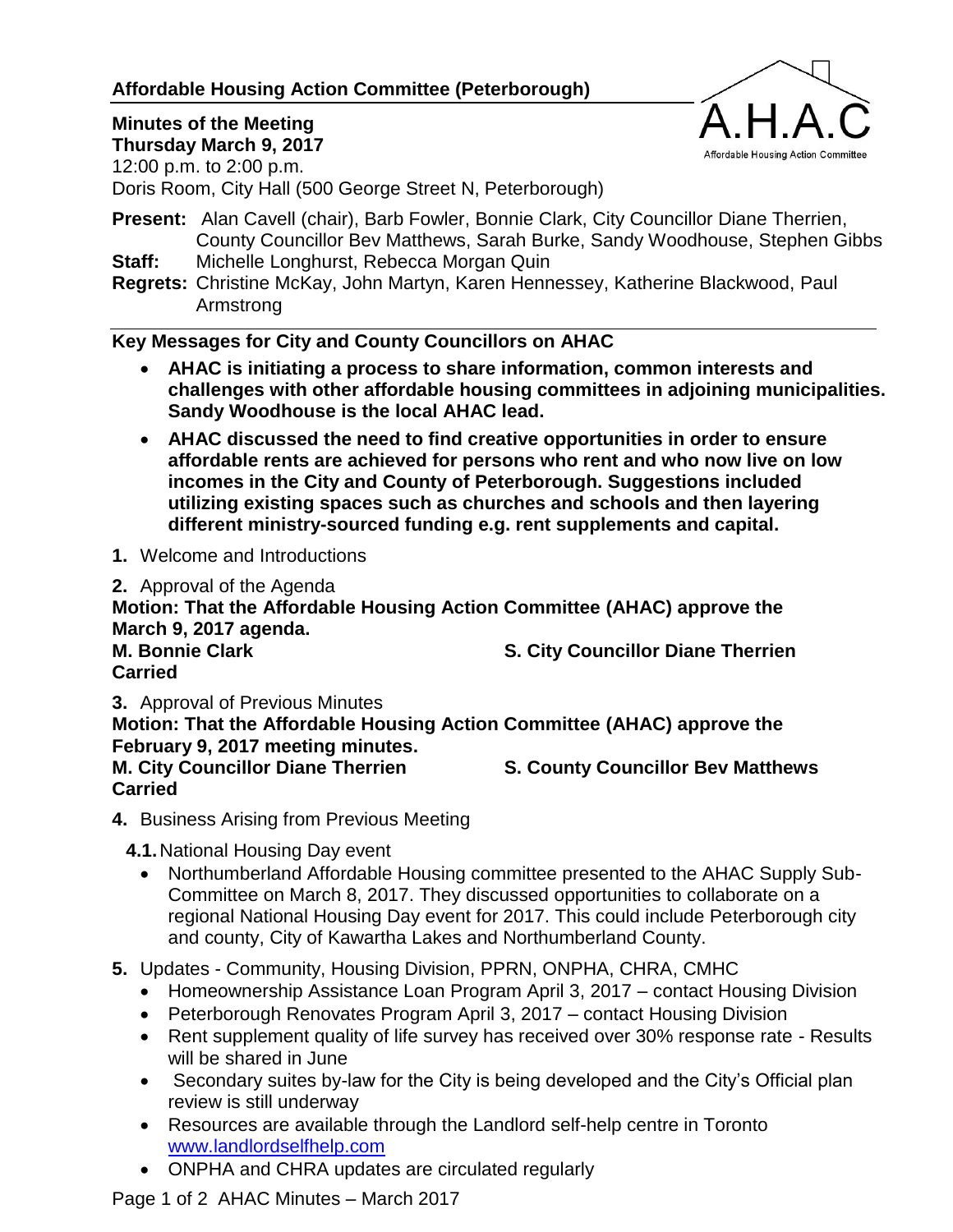# Affordable Housing Action Committee (Peterborough)

**Minutes of the Meeting**
**Thursday March 9, 2017**
12:00 p.m. to 2:00 p.m.
Doris Room, City Hall (500 George Street N, Peterborough)

**Present:** Alan Cavell (chair), Barb Fowler, Bonnie Clark, City Councillor Diane Therrien, County Councillor Bev Matthews, Sarah Burke, Sandy Woodhouse, Stephen Gibbs
**Staff:** Michelle Longhurst, Rebecca Morgan Quin
**Regrets:** Christine McKay, John Martyn, Karen Hennessey, Katherine Blackwood, Paul Armstrong

---

**Key Messages for City and County Councillors on AHAC**

- **AHAC is initiating a process to share information, common interests and challenges with other affordable housing committees in adjoining municipalities. Sandy Woodhouse is the local AHAC lead.**
- **AHAC discussed the need to find creative opportunities in order to ensure affordable rents are achieved for persons who rent and who now live on low incomes in the City and County of Peterborough. Suggestions included utilizing existing spaces such as churches and schools and then layering different ministry-sourced funding e.g. rent supplements and capital.**

**1.** Welcome and Introductions

**2.** Approval of the Agenda

**Motion: That the Affordable Housing Action Committee (AHAC) approve the March 9, 2017 agenda.**
**M. Bonnie Clark** **S. City Councillor Diane Therrien**
**Carried**

**3.** Approval of Previous Minutes

**Motion: That the Affordable Housing Action Committee (AHAC) approve the February 9, 2017 meeting minutes.**
**M. City Councillor Diane Therrien** **S. County Councillor Bev Matthews**
**Carried**

**4.** Business Arising from Previous Meeting

**4.1.** National Housing Day event

- Northumberland Affordable Housing committee presented to the AHAC Supply Sub-Committee on March 8, 2017. They discussed opportunities to collaborate on a regional National Housing Day event for 2017. This could include Peterborough city and county, City of Kawartha Lakes and Northumberland County.

**5.** Updates - Community, Housing Division, PPRN, ONPHA, CHRA, CMHC

- Homeownership Assistance Loan Program April 3, 2017 – contact Housing Division
- Peterborough Renovates Program April 3, 2017 – contact Housing Division
- Rent supplement quality of life survey has received over 30% response rate - Results will be shared in June
- Secondary suites by-law for the City is being developed and the City's Official plan review is still underway
- Resources are available through the Landlord self-help centre in Toronto [www.landlordselfhelp.com](www.landlordselfhelp.com)
- ONPHA and CHRA updates are circulated regularly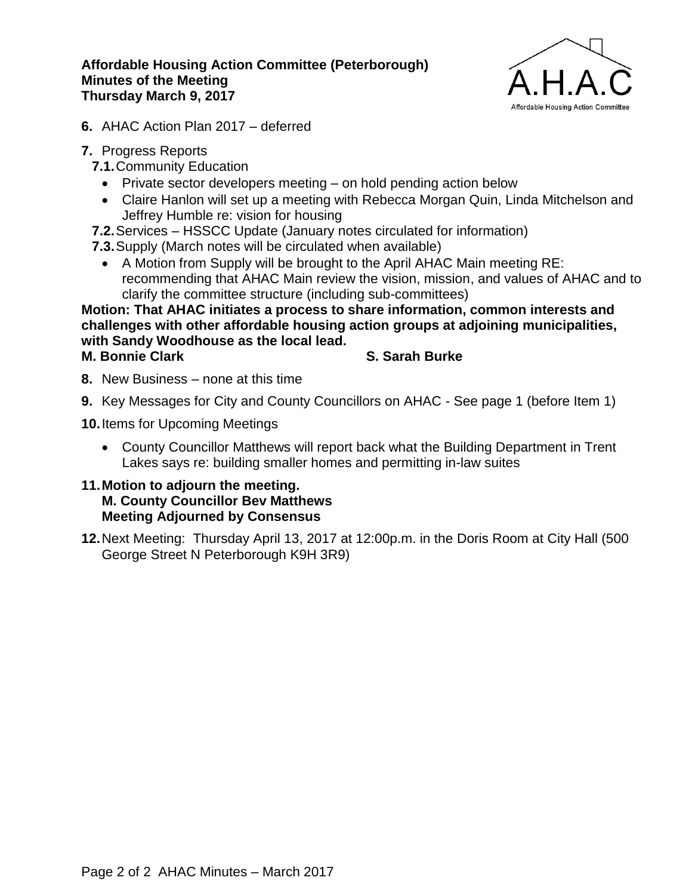**Affordable Housing Action Committee (Peterborough)**
**Minutes of the Meeting**
**Thursday March 9, 2017**

A.H.A.C
Affordable Housing Action Committee

**6.** AHAC Action Plan 2017 – deferred

**7.** Progress Reports

**7.1.** Community Education

- Private sector developers meeting – on hold pending action below
- Claire Hanlon will set up a meeting with Rebecca Morgan Quin, Linda Mitchelson and Jeffrey Humble re: vision for housing

**7.2.** Services – HSSCC Update (January notes circulated for information)

**7.3.** Supply (March notes will be circulated when available)

- A Motion from Supply will be brought to the April AHAC Main meeting RE: recommending that AHAC Main review the vision, mission, and values of AHAC and to clarify the committee structure (including sub-committees)

**Motion: That AHAC initiates a process to share information, common interests and challenges with other affordable housing action groups at adjoining municipalities, with Sandy Woodhouse as the local lead.**
**M. Bonnie Clark S. Sarah Burke**

**8.** New Business – none at this time

**9.** Key Messages for City and County Councillors on AHAC - See page 1 (before Item 1)

**10.** Items for Upcoming Meetings

- County Councillor Matthews will report back what the Building Department in Trent Lakes says re: building smaller homes and permitting in-law suites

**11. Motion to adjourn the meeting.**
**M. County Councillor Bev Matthews**
**Meeting Adjourned by Consensus**

**12.** Next Meeting: Thursday April 13, 2017 at 12:00p.m. in the Doris Room at City Hall (500 George Street N Peterborough K9H 3R9)